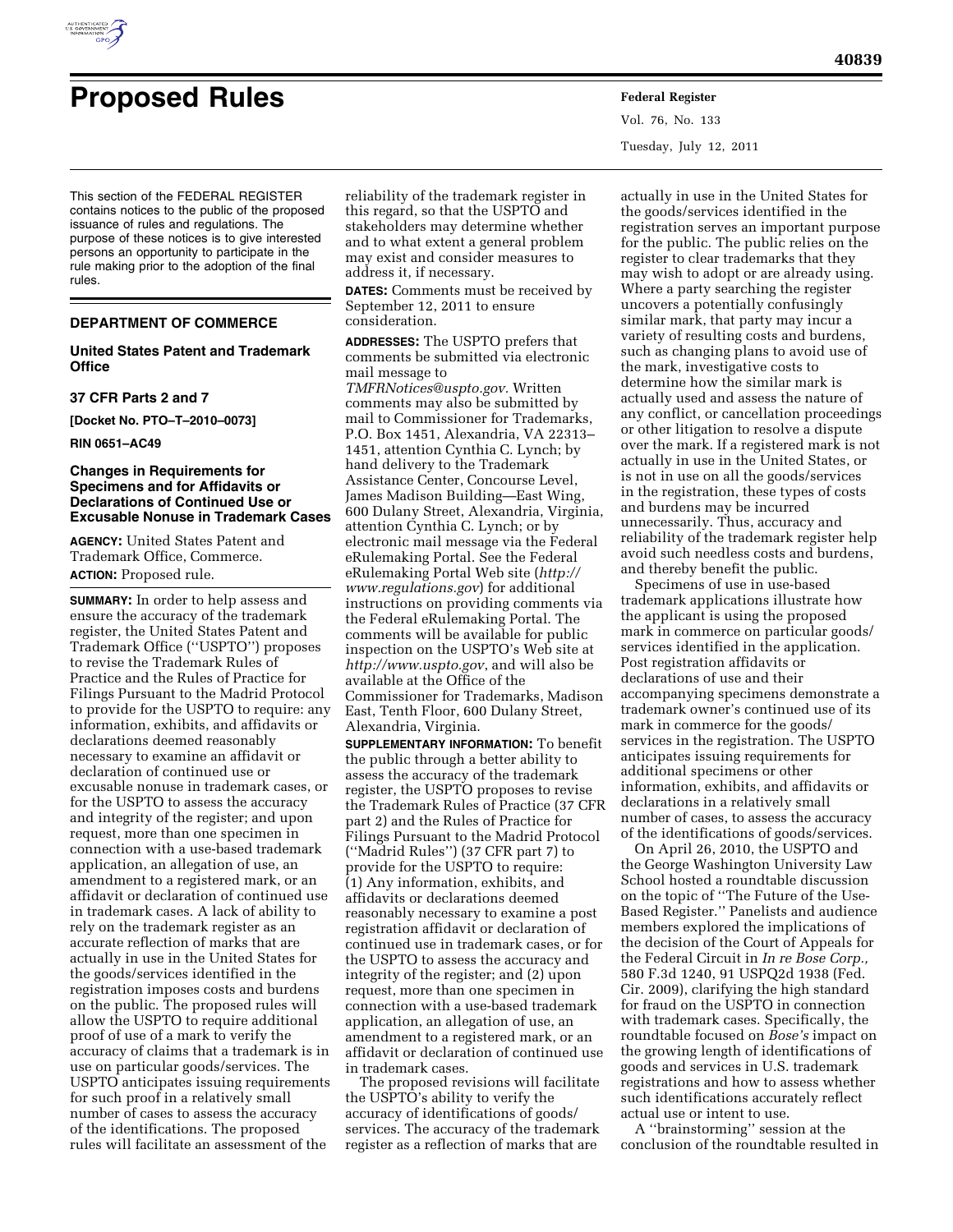# Proposed Rules

This section of the FEDERAL REGISTER contains notices to the public of the proposed issuance of rules and regulations. The purpose of these notices is to give interested persons an opportunity to participate in the rule making prior to the adoption of the final rules.

## DEPARTMENT OF COMMERCE

### United States Patent and Trademark Office

### 37 CFR Parts 2 and 7

**[Docket No. PTO–T–2010–0073]**

**RIN 0651–AC49**

### Changes in Requirements for Specimens and for Affidavits or Declarations of Continued Use or Excusable Nonuse in Trademark Cases

**AGENCY:** United States Patent and Trademark Office, Commerce.

**ACTION:** Proposed rule.

**SUMMARY:** In order to help assess and ensure the accuracy of the trademark register, the United States Patent and Trademark Office (''USPTO'') proposes to revise the Trademark Rules of Practice and the Rules of Practice for Filings Pursuant to the Madrid Protocol to provide for the USPTO to require: any information, exhibits, and affidavits or declarations deemed reasonably necessary to examine an affidavit or declaration of continued use or excusable nonuse in trademark cases, or for the USPTO to assess the accuracy and integrity of the register; and upon request, more than one specimen in connection with a use-based trademark application, an allegation of use, or an amendment to a registered mark, or an affidavit or declaration of continued use in trademark cases. A lack of ability to rely on the trademark register as an accurate reflection of marks that are actually in use in the United States for the goods/services identified in the registration imposes costs and burdens on the public. The proposed rules will allow the USPTO to require additional proof of use of a mark to verify the accuracy of claims that a trademark is in use on particular goods/services. The USPTO anticipates issuing requirements for such proof in a relatively small number of cases to assess the accuracy of the identifications. The proposed rules will facilitate an assessment of the reliability of the trademark register in this regard, so that the USPTO and stakeholders may determine whether and to what extent a general problem may exist and consider measures to address it, if necessary.

**DATES:** Comments must be received by September 12, 2011 to ensure consideration.

**ADDRESSES:** The USPTO prefers that comments be submitted via electronic mail message to *TMFRNotices@uspto.gov.* Written comments may also be submitted by mail to Commissioner for Trademarks, P.O. Box 1451, Alexandria, VA 22313–1451, attention Cynthia C. Lynch; by hand delivery to the Trademark Assistance Center, Concourse Level, James Madison Building—East Wing, 600 Dulany Street, Alexandria, Virginia, attention Cynthia C. Lynch; or by electronic mail message via the Federal eRulemaking Portal. See the Federal eRulemaking Portal Web site (*http://www.regulations.gov*) for additional instructions on providing comments via the Federal eRulemaking Portal. The comments will be available for public inspection on the USPTO's Web site at *http://www.uspto.gov*, and will also be available at the Office of the Commissioner for Trademarks, Madison East, Tenth Floor, 600 Dulany Street, Alexandria, Virginia.

**SUPPLEMENTARY INFORMATION:** To benefit the public through a better ability to assess the accuracy of the trademark register, the USPTO proposes to revise the Trademark Rules of Practice (37 CFR part 2) and the Rules of Practice for Filings Pursuant to the Madrid Protocol (''Madrid Rules'') (37 CFR part 7) to provide for the USPTO to require: (1) Any information, exhibits, and affidavits or declarations deemed reasonably necessary to examine a post registration affidavit or declaration of continued use in trademark cases, or for the USPTO to assess the accuracy and integrity of the register; and (2) upon request, more than one specimen in connection with a use-based trademark application, an allegation of use, an amendment to a registered mark, or an affidavit or declaration of continued use in trademark cases.

The proposed revisions will facilitate the USPTO's ability to verify the accuracy of identifications of goods/services. The accuracy of the trademark register as a reflection of marks that are actually in use in the United States for the goods/services identified in the registration serves an important purpose for the public. The public relies on the register to clear trademarks that they may wish to adopt or are already using. Where a party searching the register uncovers a potentially confusingly similar mark, that party may incur a variety of resulting costs and burdens, such as changing plans to avoid use of the mark, investigative costs to determine how the similar mark is actually used and assess the nature of any conflict, or cancellation proceedings or other litigation to resolve a dispute over the mark. If a registered mark is not actually in use in the United States, or is not in use on all the goods/services in the registration, these types of costs and burdens may be incurred unnecessarily. Thus, accuracy and reliability of the trademark register help avoid such needless costs and burdens, and thereby benefit the public.

Specimens of use in use-based trademark applications illustrate how the applicant is using the proposed mark in commerce on particular goods/services identified in the application. Post registration affidavits or declarations of use and their accompanying specimens demonstrate a trademark owner's continued use of its mark in commerce for the goods/services in the registration. The USPTO anticipates issuing requirements for additional specimens or other information, exhibits, and affidavits or declarations in a relatively small number of cases, to assess the accuracy of the identifications of goods/services.

On April 26, 2010, the USPTO and the George Washington University Law School hosted a roundtable discussion on the topic of ''The Future of the Use-Based Register.'' Panelists and audience members explored the implications of the decision of the Court of Appeals for the Federal Circuit in *In re Bose Corp.,* 580 F.3d 1240, 91 USPQ2d 1938 (Fed. Cir. 2009), clarifying the high standard for fraud on the USPTO in connection with trademark cases. Specifically, the roundtable focused on *Bose's* impact on the growing length of identifications of goods and services in U.S. trademark registrations and how to assess whether such identifications accurately reflect actual use or intent to use.

A ''brainstorming'' session at the conclusion of the roundtable resulted in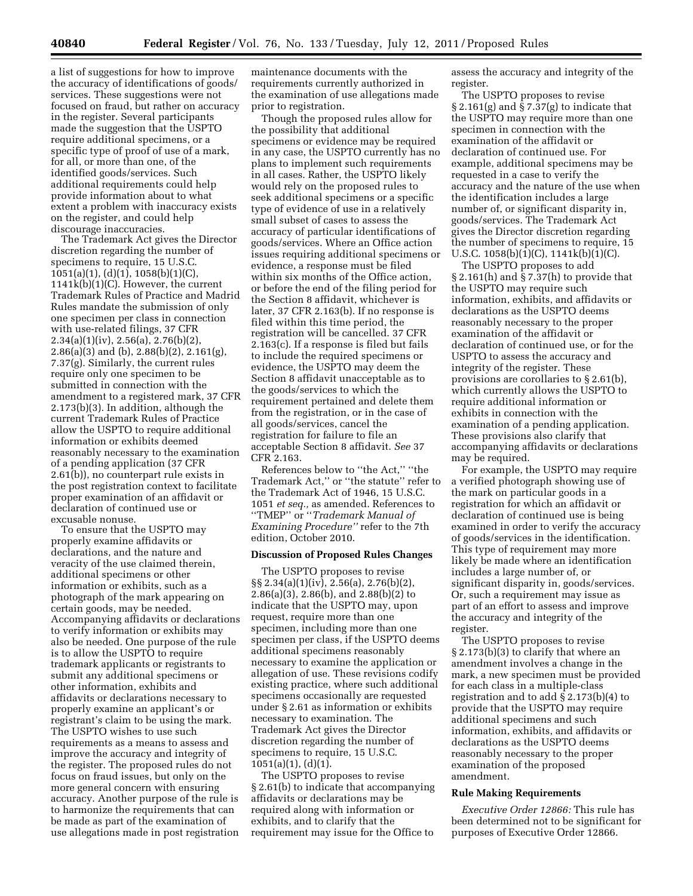a list of suggestions for how to improve the accuracy of identifications of goods/ services. These suggestions were not focused on fraud, but rather on accuracy in the register. Several participants made the suggestion that the USPTO require additional specimens, or a specific type of proof of use of a mark, for all, or more than one, of the identified goods/services. Such additional requirements could help provide information about to what extent a problem with inaccuracy exists on the register, and could help discourage inaccuracies.

The Trademark Act gives the Director discretion regarding the number of specimens to require, 15 U.S.C. 1051(a)(1), (d)(1), 1058(b)(1)(C), 1141k(b)(1)(C). However, the current Trademark Rules of Practice and Madrid Rules mandate the submission of only one specimen per class in connection with use-related filings, 37 CFR 2.34(a)(1)(iv), 2.56(a), 2.76(b)(2), 2.86(a)(3) and (b), 2.88(b)(2), 2.161(g), 7.37(g). Similarly, the current rules require only one specimen to be submitted in connection with the amendment to a registered mark, 37 CFR 2.173(b)(3). In addition, although the current Trademark Rules of Practice allow the USPTO to require additional information or exhibits deemed reasonably necessary to the examination of a pending application (37 CFR 2.61(b)), no counterpart rule exists in the post registration context to facilitate proper examination of an affidavit or declaration of continued use or excusable nonuse.

To ensure that the USPTO may properly examine affidavits or declarations, and the nature and veracity of the use claimed therein, additional specimens or other information or exhibits, such as a photograph of the mark appearing on certain goods, may be needed. Accompanying affidavits or declarations to verify information or exhibits may also be needed. One purpose of the rule is to allow the USPTO to require trademark applicants or registrants to submit any additional specimens or other information, exhibits and affidavits or declarations necessary to properly examine an applicant's or registrant's claim to be using the mark. The USPTO wishes to use such requirements as a means to assess and improve the accuracy and integrity of the register. The proposed rules do not focus on fraud issues, but only on the more general concern with ensuring accuracy. Another purpose of the rule is to harmonize the requirements that can be made as part of the examination of use allegations made in post registration maintenance documents with the requirements currently authorized in the examination of use allegations made prior to registration.

Though the proposed rules allow for the possibility that additional specimens or evidence may be required in any case, the USPTO currently has no plans to implement such requirements in all cases. Rather, the USPTO likely would rely on the proposed rules to seek additional specimens or a specific type of evidence of use in a relatively small subset of cases to assess the accuracy of particular identifications of goods/services. Where an Office action issues requiring additional specimens or evidence, a response must be filed within six months of the Office action, or before the end of the filing period for the Section 8 affidavit, whichever is later, 37 CFR 2.163(b). If no response is filed within this time period, the registration will be cancelled. 37 CFR 2.163(c). If a response is filed but fails to include the required specimens or evidence, the USPTO may deem the Section 8 affidavit unacceptable as to the goods/services to which the requirement pertained and delete them from the registration, or in the case of all goods/services, cancel the registration for failure to file an acceptable Section 8 affidavit. *See* 37 CFR 2.163.

References below to "the Act," "the Trademark Act," or "the statute" refer to the Trademark Act of 1946, 15 U.S.C. 1051 *et seq.*, as amended. References to "TMEP" or "*Trademark Manual of Examining Procedure*" refer to the 7th edition, October 2010.

**Discussion of Proposed Rules Changes**

The USPTO proposes to revise §§ 2.34(a)(1)(iv), 2.56(a), 2.76(b)(2), 2.86(a)(3), 2.86(b), and 2.88(b)(2) to indicate that the USPTO may, upon request, require more than one specimen, including more than one specimen per class, if the USPTO deems additional specimens reasonably necessary to examine the application or allegation of use. These revisions codify existing practice, where such additional specimens occasionally are requested under § 2.61 as information or exhibits necessary to examination. The Trademark Act gives the Director discretion regarding the number of specimens to require, 15 U.S.C. 1051(a)(1), (d)(1).

The USPTO proposes to revise § 2.61(b) to indicate that accompanying affidavits or declarations may be required along with information or exhibits, and to clarify that the requirement may issue for the Office to assess the accuracy and integrity of the register.

The USPTO proposes to revise § 2.161(g) and § 7.37(g) to indicate that the USPTO may require more than one specimen in connection with the examination of the affidavit or declaration of continued use. For example, additional specimens may be requested in a case to verify the accuracy and the nature of the use when the identification includes a large number of, or significant disparity in, goods/services. The Trademark Act gives the Director discretion regarding the number of specimens to require, 15 U.S.C. 1058(b)(1)(C), 1141k(b)(1)(C).

The USPTO proposes to add § 2.161(h) and § 7.37(h) to provide that the USPTO may require such information, exhibits, and affidavits or declarations as the USPTO deems reasonably necessary to the proper examination of the affidavit or declaration of continued use, or for the USPTO to assess the accuracy and integrity of the register. These provisions are corollaries to § 2.61(b), which currently allows the USPTO to require additional information or exhibits in connection with the examination of a pending application. These provisions also clarify that accompanying affidavits or declarations may be required.

For example, the USPTO may require a verified photograph showing use of the mark on particular goods in a registration for which an affidavit or declaration of continued use is being examined in order to verify the accuracy of goods/services in the identification. This type of requirement may more likely be made where an identification includes a large number of, or significant disparity in, goods/services. Or, such a requirement may issue as part of an effort to assess and improve the accuracy and integrity of the register.

The USPTO proposes to revise § 2.173(b)(3) to clarify that where an amendment involves a change in the mark, a new specimen must be provided for each class in a multiple-class registration and to add § 2.173(b)(4) to provide that the USPTO may require additional specimens and such information, exhibits, and affidavits or declarations as the USPTO deems reasonably necessary to the proper examination of the proposed amendment.

**Rule Making Requirements**

*Executive Order 12866:* This rule has been determined not to be significant for purposes of Executive Order 12866.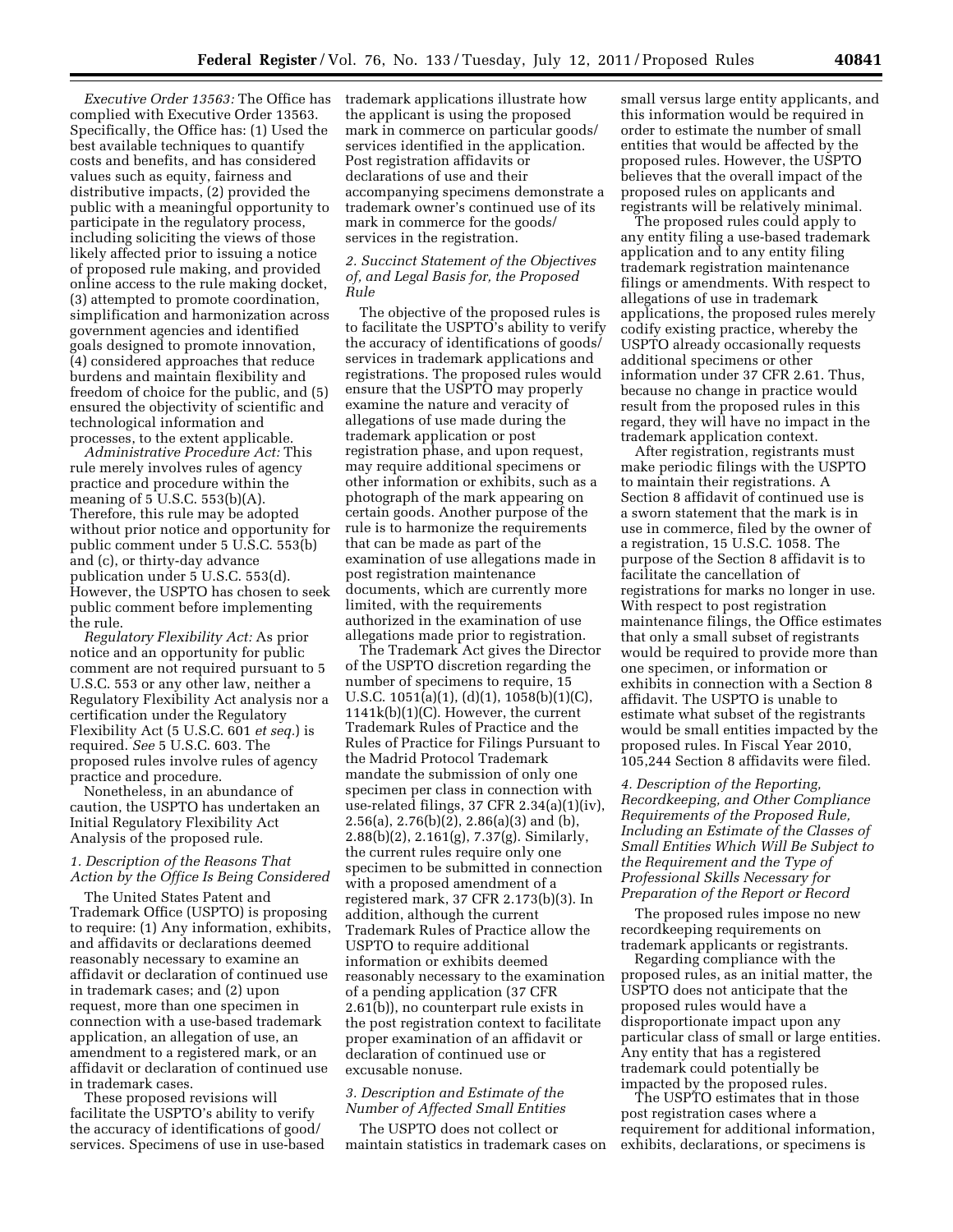*Executive Order 13563:* The Office has complied with Executive Order 13563. Specifically, the Office has: (1) Used the best available techniques to quantify costs and benefits, and has considered values such as equity, fairness and distributive impacts, (2) provided the public with a meaningful opportunity to participate in the regulatory process, including soliciting the views of those likely affected prior to issuing a notice of proposed rule making, and provided online access to the rule making docket, (3) attempted to promote coordination, simplification and harmonization across government agencies and identified goals designed to promote innovation, (4) considered approaches that reduce burdens and maintain flexibility and freedom of choice for the public, and (5) ensured the objectivity of scientific and technological information and processes, to the extent applicable.

*Administrative Procedure Act:* This rule merely involves rules of agency practice and procedure within the meaning of 5 U.S.C. 553(b)(A). Therefore, this rule may be adopted without prior notice and opportunity for public comment under 5 U.S.C. 553(b) and (c), or thirty-day advance publication under 5 U.S.C. 553(d). However, the USPTO has chosen to seek public comment before implementing the rule.

*Regulatory Flexibility Act:* As prior notice and an opportunity for public comment are not required pursuant to 5 U.S.C. 553 or any other law, neither a Regulatory Flexibility Act analysis nor a certification under the Regulatory Flexibility Act (5 U.S.C. 601 *et seq.*) is required. *See* 5 U.S.C. 603. The proposed rules involve rules of agency practice and procedure.

Nonetheless, in an abundance of caution, the USPTO has undertaken an Initial Regulatory Flexibility Act Analysis of the proposed rule.

*1. Description of the Reasons That Action by the Office Is Being Considered*

The United States Patent and Trademark Office (USPTO) is proposing to require: (1) Any information, exhibits, and affidavits or declarations deemed reasonably necessary to examine an affidavit or declaration of continued use in trademark cases; and (2) upon request, more than one specimen in connection with a use-based trademark application, an allegation of use, an amendment to a registered mark, or an affidavit or declaration of continued use in trademark cases.

These proposed revisions will facilitate the USPTO's ability to verify the accuracy of identifications of goods/services. Specimens of use in use-based trademark applications illustrate how the applicant is using the proposed mark in commerce on particular goods/services identified in the application. Post registration affidavits or declarations of use and their accompanying specimens demonstrate a trademark owner's continued use of its mark in commerce for the goods/services in the registration.

*2. Succinct Statement of the Objectives of, and Legal Basis for, the Proposed Rule*

The objective of the proposed rules is to facilitate the USPTO's ability to verify the accuracy of identifications of goods/services in trademark applications and registrations. The proposed rules would ensure that the USPTO may properly examine the nature and veracity of allegations of use made during the trademark application or post registration phase, and upon request, may require additional specimens or other information or exhibits, such as a photograph of the mark appearing on certain goods. Another purpose of the rule is to harmonize the requirements that can be made as part of the examination of use allegations made in post registration maintenance documents, which are currently more limited, with the requirements authorized in the examination of use allegations made prior to registration.

The Trademark Act gives the Director of the USPTO discretion regarding the number of specimens to require, 15 U.S.C. 1051(a)(1), (d)(1), 1058(b)(1)(C), 1141k(b)(1)(C). However, the current Trademark Rules of Practice and the Rules of Practice for Filings Pursuant to the Madrid Protocol Trademark mandate the submission of only one specimen per class in connection with use-related filings, 37 CFR 2.34(a)(1)(iv), 2.56(a), 2.76(b)(2), 2.86(a)(3) and (b), 2.88(b)(2), 2.161(g), 7.37(g). Similarly, the current rules require only one specimen to be submitted in connection with a proposed amendment of a registered mark, 37 CFR 2.173(b)(3). In addition, although the current Trademark Rules of Practice allow the USPTO to require additional information or exhibits deemed reasonably necessary to the examination of a pending application (37 CFR 2.61(b)), no counterpart rule exists in the post registration context to facilitate proper examination of an affidavit or declaration of continued use or excusable nonuse.

*3. Description and Estimate of the Number of Affected Small Entities*

The USPTO does not collect or maintain statistics in trademark cases on small versus large entity applicants, and this information would be required in order to estimate the number of small entities that would be affected by the proposed rules. However, the USPTO believes that the overall impact of the proposed rules on applicants and registrants will be relatively minimal.

The proposed rules could apply to any entity filing a use-based trademark application and to any entity filing trademark registration maintenance filings or amendments. With respect to allegations of use in trademark applications, the proposed rules merely codify existing practice, whereby the USPTO already occasionally requests additional specimens or other information under 37 CFR 2.61. Thus, because no change in practice would result from the proposed rules in this regard, they will have no impact in the trademark application context.

After registration, registrants must make periodic filings with the USPTO to maintain their registrations. A Section 8 affidavit of continued use is a sworn statement that the mark is in use in commerce, filed by the owner of a registration, 15 U.S.C. 1058. The purpose of the Section 8 affidavit is to facilitate the cancellation of registrations for marks no longer in use. With respect to post registration maintenance filings, the Office estimates that only a small subset of registrants would be required to provide more than one specimen, or information or exhibits in connection with a Section 8 affidavit. The USPTO is unable to estimate what subset of the registrants would be small entities impacted by the proposed rules. In Fiscal Year 2010, 105,244 Section 8 affidavits were filed.

*4. Description of the Reporting, Recordkeeping, and Other Compliance Requirements of the Proposed Rule, Including an Estimate of the Classes of Small Entities Which Will Be Subject to the Requirement and the Type of Professional Skills Necessary for Preparation of the Report or Record*

The proposed rules impose no new recordkeeping requirements on trademark applicants or registrants.

Regarding compliance with the proposed rules, as an initial matter, the USPTO does not anticipate that the proposed rules would have a disproportionate impact upon any particular class of small or large entities. Any entity that has a registered trademark could potentially be impacted by the proposed rules.

The USPTO estimates that in those post registration cases where a requirement for additional information, exhibits, declarations, or specimens is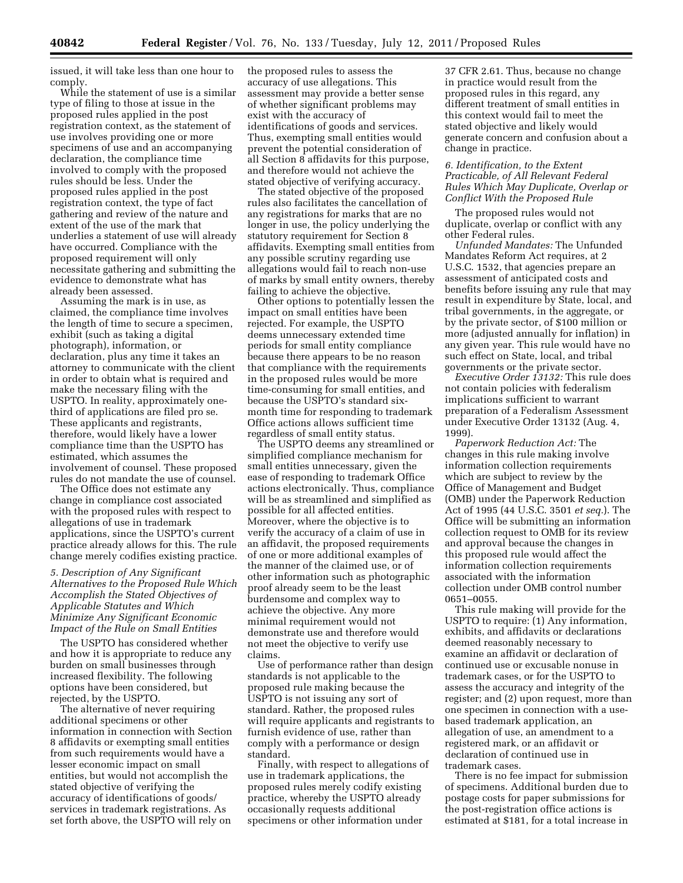issued, it will take less than one hour to comply.

While the statement of use is a similar type of filing to those at issue in the proposed rules applied in the post registration context, as the statement of use involves providing one or more specimens of use and an accompanying declaration, the compliance time involved to comply with the proposed rules should be less. Under the proposed rules applied in the post registration context, the type of fact gathering and review of the nature and extent of the use of the mark that underlies a statement of use will already have occurred. Compliance with the proposed requirement will only necessitate gathering and submitting the evidence to demonstrate what has already been assessed.

Assuming the mark is in use, as claimed, the compliance time involves the length of time to secure a specimen, exhibit (such as taking a digital photograph), information, or declaration, plus any time it takes an attorney to communicate with the client in order to obtain what is required and make the necessary filing with the USPTO. In reality, approximately one-third of applications are filed pro se. These applicants and registrants, therefore, would likely have a lower compliance time than the USPTO has estimated, which assumes the involvement of counsel. These proposed rules do not mandate the use of counsel.

The Office does not estimate any change in compliance cost associated with the proposed rules with respect to allegations of use in trademark applications, since the USPTO's current practice already allows for this. The rule change merely codifies existing practice.

*5. Description of Any Significant Alternatives to the Proposed Rule Which Accomplish the Stated Objectives of Applicable Statutes and Which Minimize Any Significant Economic Impact of the Rule on Small Entities*

The USPTO has considered whether and how it is appropriate to reduce any burden on small businesses through increased flexibility. The following options have been considered, but rejected, by the USPTO.

The alternative of never requiring additional specimens or other information in connection with Section 8 affidavits or exempting small entities from such requirements would have a lesser economic impact on small entities, but would not accomplish the stated objective of verifying the accuracy of identifications of goods/services in trademark registrations. As set forth above, the USPTO will rely on the proposed rules to assess the accuracy of use allegations. This assessment may provide a better sense of whether significant problems may exist with the accuracy of identifications of goods and services. Thus, exempting small entities would prevent the potential consideration of all Section 8 affidavits for this purpose, and therefore would not achieve the stated objective of verifying accuracy.

The stated objective of the proposed rules also facilitates the cancellation of any registrations for marks that are no longer in use, the policy underlying the statutory requirement for Section 8 affidavits. Exempting small entities from any possible scrutiny regarding use allegations would fail to reach non-use of marks by small entity owners, thereby failing to achieve the objective.

Other options to potentially lessen the impact on small entities have been rejected. For example, the USPTO deems unnecessary extended time periods for small entity compliance because there appears to be no reason that compliance with the requirements in the proposed rules would be more time-consuming for small entities, and because the USPTO's standard six-month time for responding to trademark Office actions allows sufficient time regardless of small entity status.

The USPTO deems any streamlined or simplified compliance mechanism for small entities unnecessary, given the ease of responding to trademark Office actions electronically. Thus, compliance will be as streamlined and simplified as possible for all affected entities. Moreover, where the objective is to verify the accuracy of a claim of use in an affidavit, the proposed requirements of one or more additional examples of the manner of the claimed use, or of other information such as photographic proof already seem to be the least burdensome and complex way to achieve the objective. Any more minimal requirement would not demonstrate use and therefore would not meet the objective to verify use claims.

Use of performance rather than design standards is not applicable to the proposed rule making because the USPTO is not issuing any sort of standard. Rather, the proposed rules will require applicants and registrants to furnish evidence of use, rather than comply with a performance or design standard.

Finally, with respect to allegations of use in trademark applications, the proposed rules merely codify existing practice, whereby the USPTO already occasionally requests additional specimens or other information under 37 CFR 2.61. Thus, because no change in practice would result from the proposed rules in this regard, any different treatment of small entities in this context would fail to meet the stated objective and likely would generate concern and confusion about a change in practice.

*6. Identification, to the Extent Practicable, of All Relevant Federal Rules Which May Duplicate, Overlap or Conflict With the Proposed Rule*

The proposed rules would not duplicate, overlap or conflict with any other Federal rules.

*Unfunded Mandates:* The Unfunded Mandates Reform Act requires, at 2 U.S.C. 1532, that agencies prepare an assessment of anticipated costs and benefits before issuing any rule that may result in expenditure by State, local, and tribal governments, in the aggregate, or by the private sector, of $100 million or more (adjusted annually for inflation) in any given year. This rule would have no such effect on State, local, and tribal governments or the private sector.

*Executive Order 13132:* This rule does not contain policies with federalism implications sufficient to warrant preparation of a Federalism Assessment under Executive Order 13132 (Aug. 4, 1999).

*Paperwork Reduction Act:* The changes in this rule making involve information collection requirements which are subject to review by the Office of Management and Budget (OMB) under the Paperwork Reduction Act of 1995 (44 U.S.C. 3501 *et seq.*). The Office will be submitting an information collection request to OMB for its review and approval because the changes in this proposed rule would affect the information collection requirements associated with the information collection under OMB control number 0651–0055.

This rule making will provide for the USPTO to require: (1) Any information, exhibits, and affidavits or declarations deemed reasonably necessary to examine an affidavit or declaration of continued use or excusable nonuse in trademark cases, or for the USPTO to assess the accuracy and integrity of the register; and (2) upon request, more than one specimen in connection with a use-based trademark application, an allegation of use, an amendment to a registered mark, or an affidavit or declaration of continued use in trademark cases.

There is no fee impact for submission of specimens. Additional burden due to postage costs for paper submissions for the post-registration office actions is estimated at $181, for a total increase in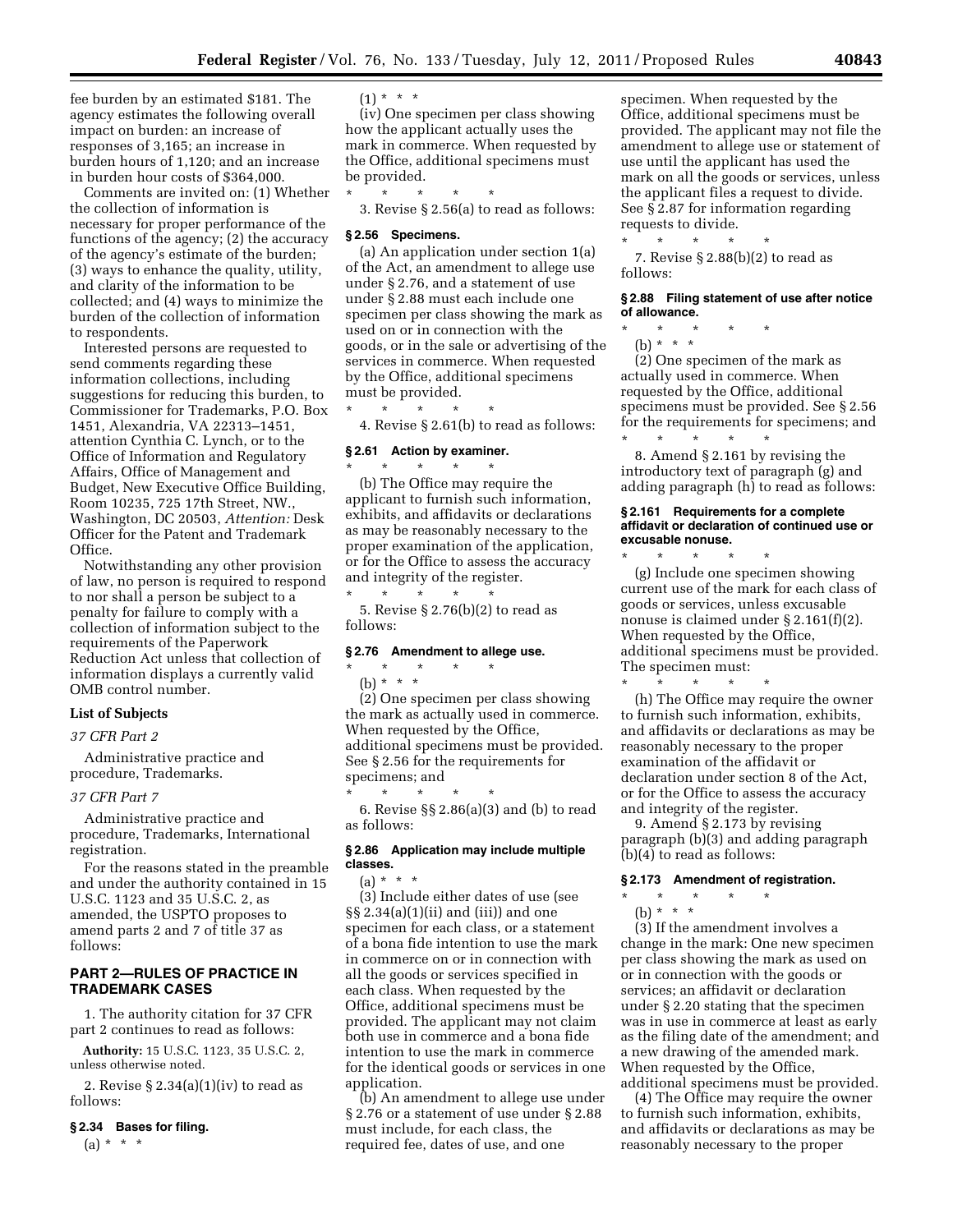fee burden by an estimated $181. The agency estimates the following overall impact on burden: an increase of responses of 3,165; an increase in burden hours of 1,120; and an increase in burden hour costs of $364,000.

Comments are invited on: (1) Whether the collection of information is necessary for proper performance of the functions of the agency; (2) the accuracy of the agency's estimate of the burden; (3) ways to enhance the quality, utility, and clarity of the information to be collected; and (4) ways to minimize the burden of the collection of information to respondents.

Interested persons are requested to send comments regarding these information collections, including suggestions for reducing this burden, to Commissioner for Trademarks, P.O. Box 1451, Alexandria, VA 22313–1451, attention Cynthia C. Lynch, or to the Office of Information and Regulatory Affairs, Office of Management and Budget, New Executive Office Building, Room 10235, 725 17th Street, NW., Washington, DC 20503, *Attention:* Desk Officer for the Patent and Trademark Office.

Notwithstanding any other provision of law, no person is required to respond to nor shall a person be subject to a penalty for failure to comply with a collection of information subject to the requirements of the Paperwork Reduction Act unless that collection of information displays a currently valid OMB control number.

### List of Subjects

*37 CFR Part 2*

Administrative practice and procedure, Trademarks.

*37 CFR Part 7*

Administrative practice and procedure, Trademarks, International registration.

For the reasons stated in the preamble and under the authority contained in 15 U.S.C. 1123 and 35 U.S.C. 2, as amended, the USPTO proposes to amend parts 2 and 7 of title 37 as follows:

## PART 2—RULES OF PRACTICE IN TRADEMARK CASES

1. The authority citation for 37 CFR part 2 continues to read as follows:

**Authority:** 15 U.S.C. 1123, 35 U.S.C. 2, unless otherwise noted.

2. Revise § 2.34(a)(1)(iv) to read as follows:

### § 2.34 Bases for filing.

(a) * * *

(1) * * *

(iv) One specimen per class showing how the applicant actually uses the mark in commerce. When requested by the Office, additional specimens must be provided.

\* \* \* \* \*

3. Revise § 2.56(a) to read as follows:

### § 2.56 Specimens.

(a) An application under section 1(a) of the Act, an amendment to allege use under § 2.76, and a statement of use under § 2.88 must each include one specimen per class showing the mark as used on or in connection with the goods, or in the sale or advertising of the services in commerce. When requested by the Office, additional specimens must be provided.

\* \* \* \* \*

4. Revise § 2.61(b) to read as follows:

### § 2.61 Action by examiner.

\* \* \* \* \*

(b) The Office may require the applicant to furnish such information, exhibits, and affidavits or declarations as may be reasonably necessary to the proper examination of the application, or for the Office to assess the accuracy and integrity of the register.

\* \* \* \* \*

5. Revise § 2.76(b)(2) to read as follows:

### § 2.76 Amendment to allege use.

\* \* \* \* \*

(b) * * *

(2) One specimen per class showing the mark as actually used in commerce. When requested by the Office, additional specimens must be provided. See § 2.56 for the requirements for specimens; and

\* \* \* \* \*

6. Revise §§ 2.86(a)(3) and (b) to read as follows:

### § 2.86 Application may include multiple classes.

(a) * * *

(3) Include either dates of use (see §§ 2.34(a)(1)(ii) and (iii)) and one specimen for each class, or a statement of a bona fide intention to use the mark in commerce on or in connection with all the goods or services specified in each class. When requested by the Office, additional specimens must be provided. The applicant may not claim both use in commerce and a bona fide intention to use the mark in commerce for the identical goods or services in one application.

(b) An amendment to allege use under § 2.76 or a statement of use under § 2.88 must include, for each class, the required fee, dates of use, and one specimen. When requested by the Office, additional specimens must be provided. The applicant may not file the amendment to allege use or statement of use until the applicant has used the mark on all the goods or services, unless the applicant files a request to divide. See § 2.87 for information regarding requests to divide.

\* \* \* \* \*

7. Revise § 2.88(b)(2) to read as follows:

### § 2.88 Filing statement of use after notice of allowance.

\* \* \* \* \*

(b) * * *

(2) One specimen of the mark as actually used in commerce. When requested by the Office, additional specimens must be provided. See § 2.56 for the requirements for specimens; and

\* \* \* \* \*

8. Amend § 2.161 by revising the introductory text of paragraph (g) and adding paragraph (h) to read as follows:

### § 2.161 Requirements for a complete affidavit or declaration of continued use or excusable nonuse.

\* \* \* \* \*

(g) Include one specimen showing current use of the mark for each class of goods or services, unless excusable nonuse is claimed under § 2.161(f)(2). When requested by the Office, additional specimens must be provided. The specimen must:

\* \* \* \* \*

(h) The Office may require the owner to furnish such information, exhibits, and affidavits or declarations as may be reasonably necessary to the proper examination of the affidavit or declaration under section 8 of the Act, or for the Office to assess the accuracy and integrity of the register.

9. Amend § 2.173 by revising paragraph (b)(3) and adding paragraph (b)(4) to read as follows:

### § 2.173 Amendment of registration.

\* \* \* \* \*

(b) * * *

(3) If the amendment involves a change in the mark: One new specimen per class showing the mark as used on or in connection with the goods or services; an affidavit or declaration under § 2.20 stating that the specimen was in use in commerce at least as early as the filing date of the amendment; and a new drawing of the amended mark. When requested by the Office, additional specimens must be provided.

(4) The Office may require the owner to furnish such information, exhibits, and affidavits or declarations as may be reasonably necessary to the proper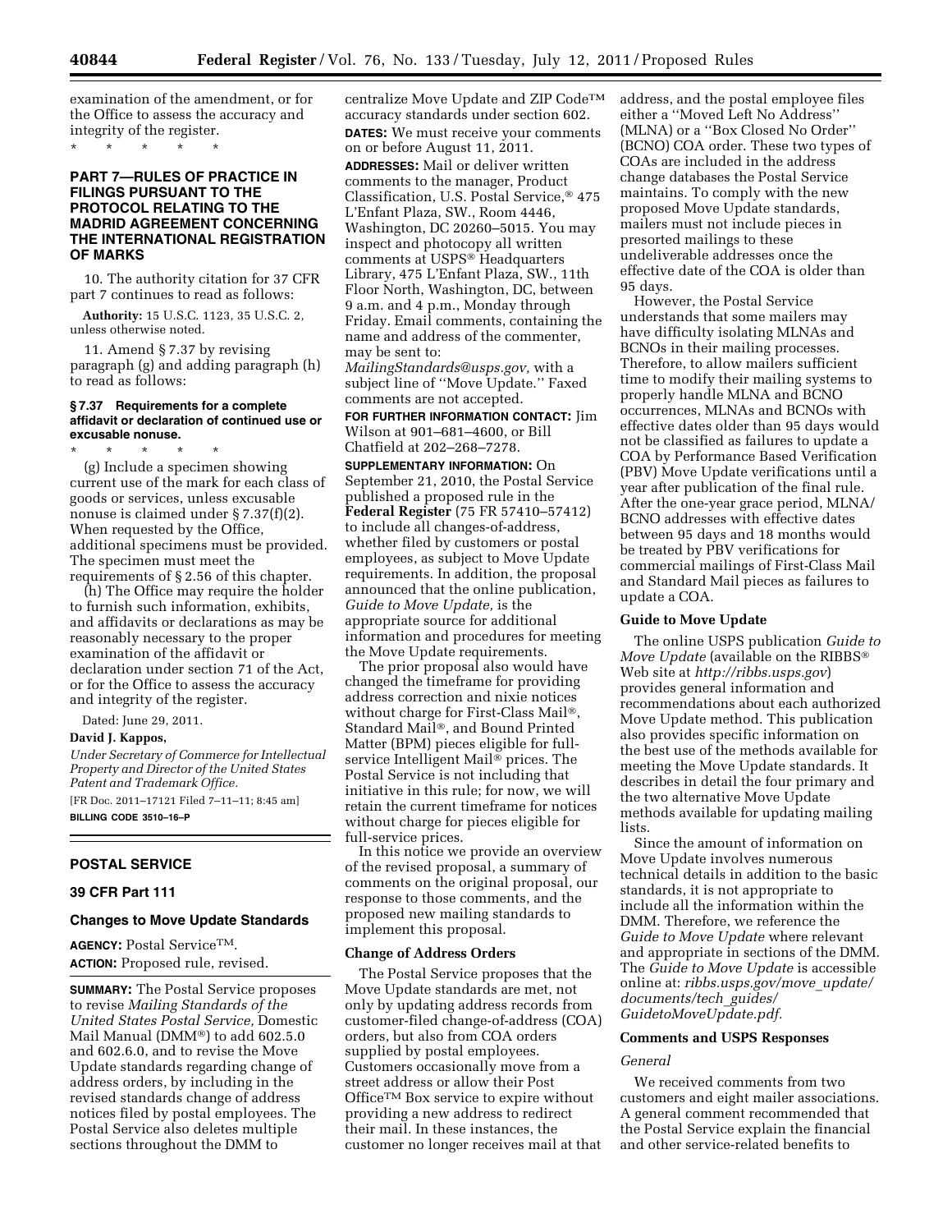examination of the amendment, or for the Office to assess the accuracy and integrity of the register.

\* \* \* \* \*

## PART 7—RULES OF PRACTICE IN FILINGS PURSUANT TO THE PROTOCOL RELATING TO THE MADRID AGREEMENT CONCERNING THE INTERNATIONAL REGISTRATION OF MARKS

10. The authority citation for 37 CFR part 7 continues to read as follows:

**Authority:** 15 U.S.C. 1123, 35 U.S.C. 2, unless otherwise noted.

11. Amend § 7.37 by revising paragraph (g) and adding paragraph (h) to read as follows:

### § 7.37 Requirements for a complete affidavit or declaration of continued use or excusable nonuse.

\* \* \* \* \*

(g) Include a specimen showing current use of the mark for each class of goods or services, unless excusable nonuse is claimed under § 7.37(f)(2). When requested by the Office, additional specimens must be provided. The specimen must meet the requirements of § 2.56 of this chapter.

(h) The Office may require the holder to furnish such information, exhibits, and affidavits or declarations as may be reasonably necessary to the proper examination of the affidavit or declaration under section 71 of the Act, or for the Office to assess the accuracy and integrity of the register.

Dated: June 29, 2011.

**David J. Kappos,**

*Under Secretary of Commerce for Intellectual Property and Director of the United States Patent and Trademark Office.*

[FR Doc. 2011–17121 Filed 7–11–11; 8:45 am]

**BILLING CODE 3510–16–P**

---

## POSTAL SERVICE

### 39 CFR Part 111

### Changes to Move Update Standards

**AGENCY:** Postal Service™.

**ACTION:** Proposed rule, revised.

**SUMMARY:** The Postal Service proposes to revise *Mailing Standards of the United States Postal Service,* Domestic Mail Manual (DMM®) to add 602.5.0 and 602.6.0, and to revise the Move Update standards regarding change of address orders, by including in the revised standards change of address notices filed by postal employees. The Postal Service also deletes multiple sections throughout the DMM to centralize Move Update and ZIP Code™ accuracy standards under section 602.

**DATES:** We must receive your comments on or before August 11, 2011.

**ADDRESSES:** Mail or deliver written comments to the manager, Product Classification, U.S. Postal Service,® 475 L'Enfant Plaza, SW., Room 4446, Washington, DC 20260–5015. You may inspect and photocopy all written comments at USPS® Headquarters Library, 475 L'Enfant Plaza, SW., 11th Floor North, Washington, DC, between 9 a.m. and 4 p.m., Monday through Friday. Email comments, containing the name and address of the commenter, may be sent to: *MailingStandards@usps.gov,* with a subject line of ''Move Update.'' Faxed comments are not accepted.

**FOR FURTHER INFORMATION CONTACT:** Jim Wilson at 901–681–4600, or Bill Chatfield at 202–268–7278.

**SUPPLEMENTARY INFORMATION:** On September 21, 2010, the Postal Service published a proposed rule in the **Federal Register** (75 FR 57410–57412) to include all changes-of-address, whether filed by customers or postal employees, as subject to Move Update requirements. In addition, the proposal announced that the online publication, *Guide to Move Update,* is the appropriate source for additional information and procedures for meeting the Move Update requirements.

The prior proposal also would have changed the timeframe for providing address correction and nixie notices without charge for First-Class Mail®, Standard Mail®, and Bound Printed Matter (BPM) pieces eligible for full-service Intelligent Mail® prices. The Postal Service is not including that initiative in this rule; for now, we will retain the current timeframe for notices without charge for pieces eligible for full-service prices.

In this notice we provide an overview of the revised proposal, a summary of comments on the original proposal, our response to those comments, and the proposed new mailing standards to implement this proposal.

#### Change of Address Orders

The Postal Service proposes that the Move Update standards are met, not only by updating address records from customer-filed change-of-address (COA) orders, but also from COA orders supplied by postal employees. Customers occasionally move from a street address or allow their Post Office™ Box service to expire without providing a new address to redirect their mail. In these instances, the customer no longer receives mail at that address, and the postal employee files either a ''Moved Left No Address'' (MLNA) or a ''Box Closed No Order'' (BCNO) COA order. These two types of COAs are included in the address change databases the Postal Service maintains. To comply with the new proposed Move Update standards, mailers must not include pieces in presorted mailings to these undeliverable addresses once the effective date of the COA is older than 95 days.

However, the Postal Service understands that some mailers may have difficulty isolating MLNAs and BCNOs in their mailing processes. Therefore, to allow mailers sufficient time to modify their mailing systems to properly handle MLNA and BCNO occurrences, MLNAs and BCNOs with effective dates older than 95 days would not be classified as failures to update a COA by Performance Based Verification (PBV) Move Update verifications until a year after publication of the final rule. After the one-year grace period, MLNA/BCNO addresses with effective dates between 95 days and 18 months would be treated by PBV verifications for commercial mailings of First-Class Mail and Standard Mail pieces as failures to update a COA.

#### Guide to Move Update

The online USPS publication *Guide to Move Update* (available on the RIBBS® Web site at *http://ribbs.usps.gov*) provides general information and recommendations about each authorized Move Update method. This publication also provides specific information on the best use of the methods available for meeting the Move Update standards. It describes in detail the four primary and the two alternative Move Update methods available for updating mailing lists.

Since the amount of information on Move Update involves numerous technical details in addition to the basic standards, it is not appropriate to include all the information within the DMM. Therefore, we reference the *Guide to Move Update* where relevant and appropriate in sections of the DMM. The *Guide to Move Update* is accessible online at: *ribbs.usps.gov/move_update/documents/tech_guides/GuidetoMoveUpdate.pdf.*

#### Comments and USPS Responses

*General*

We received comments from two customers and eight mailer associations. A general comment recommended that the Postal Service explain the financial and other service-related benefits to